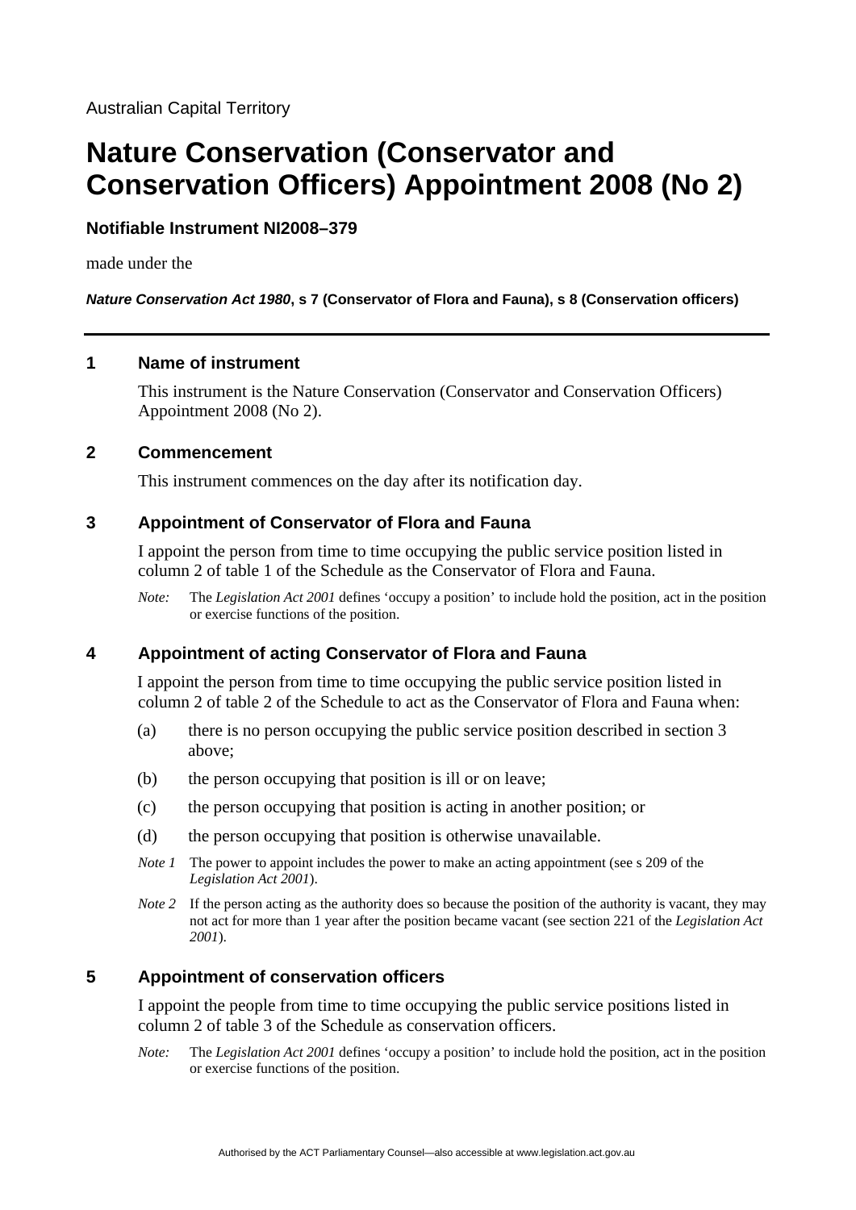Australian Capital Territory

# Nature Conservation (Conservator and Conservation Officers) Appointment 2008 (No 2)

**Notifiable Instrument NI2008–379**

made under the

***Nature Conservation Act 1980*, s 7 (Conservator of Flora and Fauna), s 8 (Conservation officers)**

---

## 1 Name of instrument

This instrument is the Nature Conservation (Conservator and Conservation Officers) Appointment 2008 (No 2).

## 2 Commencement

This instrument commences on the day after its notification day.

## 3 Appointment of Conservator of Flora and Fauna

I appoint the person from time to time occupying the public service position listed in column 2 of table 1 of the Schedule as the Conservator of Flora and Fauna.

*Note:* The *Legislation Act 2001* defines 'occupy a position' to include hold the position, act in the position or exercise functions of the position.

## 4 Appointment of acting Conservator of Flora and Fauna

I appoint the person from time to time occupying the public service position listed in column 2 of table 2 of the Schedule to act as the Conservator of Flora and Fauna when:

(a) there is no person occupying the public service position described in section 3 above;

(b) the person occupying that position is ill or on leave;

(c) the person occupying that position is acting in another position; or

(d) the person occupying that position is otherwise unavailable.

*Note 1* The power to appoint includes the power to make an acting appointment (see s 209 of the *Legislation Act 2001*).

*Note 2* If the person acting as the authority does so because the position of the authority is vacant, they may not act for more than 1 year after the position became vacant (see section 221 of the *Legislation Act 2001*).

## 5 Appointment of conservation officers

I appoint the people from time to time occupying the public service positions listed in column 2 of table 3 of the Schedule as conservation officers.

*Note:* The *Legislation Act 2001* defines 'occupy a position' to include hold the position, act in the position or exercise functions of the position.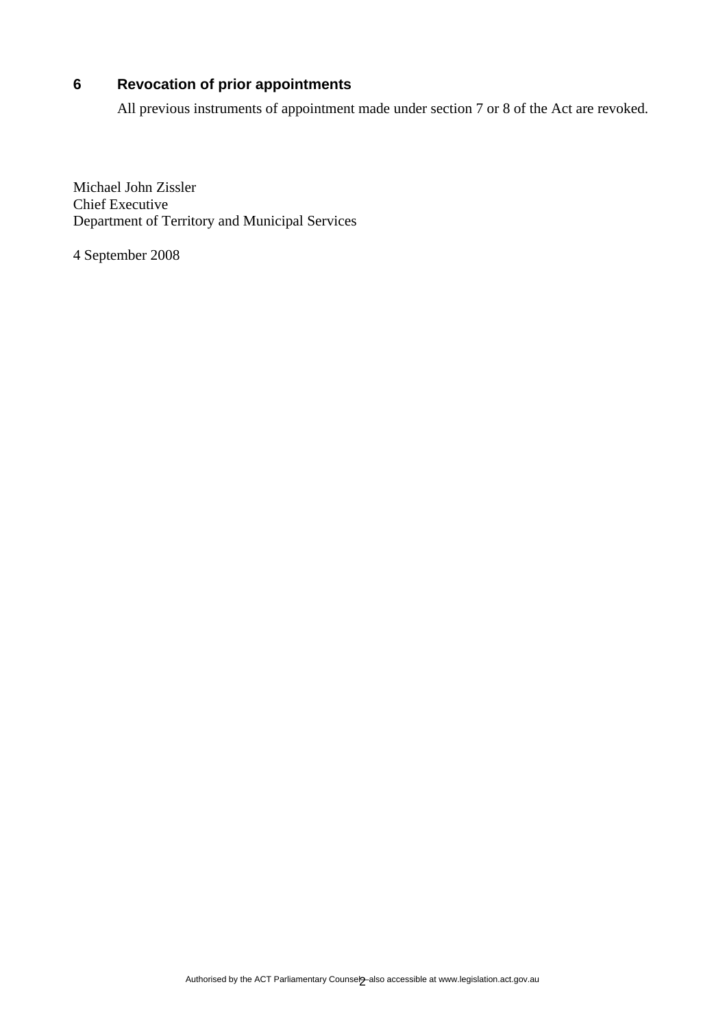## 6 Revocation of prior appointments

All previous instruments of appointment made under section 7 or 8 of the Act are revoked.

Michael John Zissler
Chief Executive
Department of Territory and Municipal Services

4 September 2008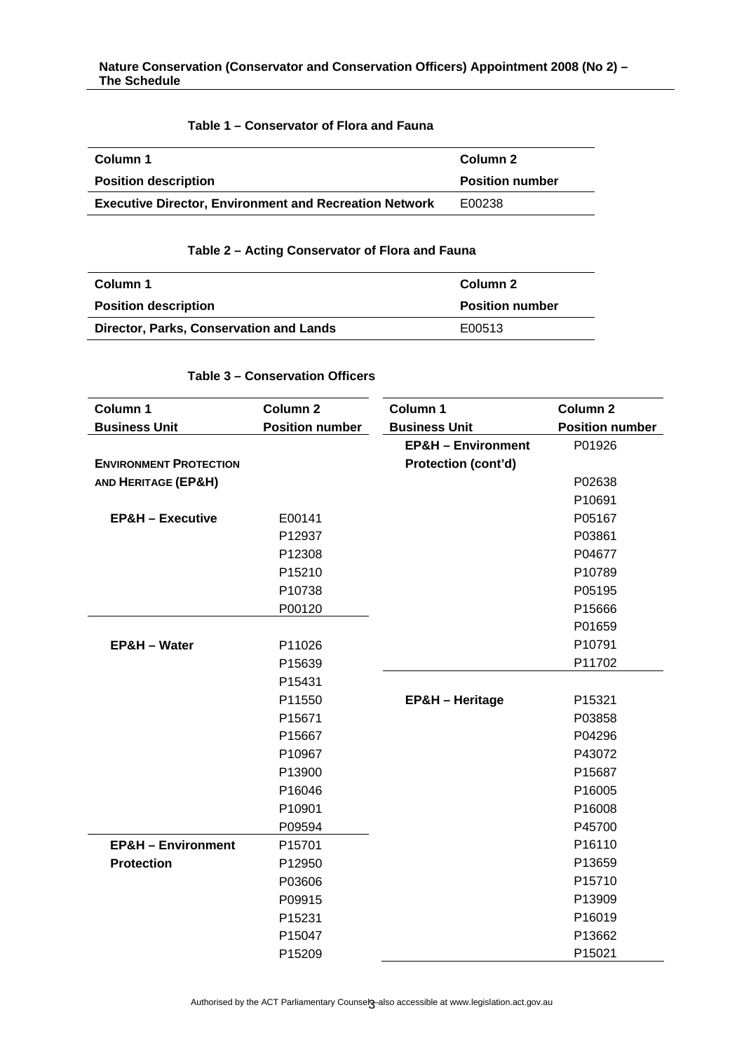**Nature Conservation (Conservator and Conservation Officers) Appointment 2008 (No 2) – The Schedule**

**Table 1 – Conservator of Flora and Fauna**

| Column 1<br>Position description | Column 2<br>Position number |
|---|---|
| **Executive Director, Environment and Recreation Network** | E00238 |

**Table 2 – Acting Conservator of Flora and Fauna**

| Column 1<br>Position description | Column 2<br>Position number |
|---|---|
| **Director, Parks, Conservation and Lands** | E00513 |

**Table 3 – Conservation Officers**

| Column 1<br>Business Unit | Column 2<br>Position number |
|---|---|
| **ENVIRONMENT PROTECTION AND HERITAGE (EP&H)** | |
| **EP&H – Executive** | E00141 |
| | P12937 |
| | P12308 |
| | P15210 |
| | P10738 |
| | P00120 |
| **EP&H – Water** | P11026 |
| | P15639 |
| | P15431 |
| | P11550 |
| | P15671 |
| | P15667 |
| | P10967 |
| | P13900 |
| | P16046 |
| | P10901 |
| | P09594 |
| **EP&H – Environment Protection** | P15701 |
| | P12950 |
| | P03606 |
| | P09915 |
| | P15231 |
| | P15047 |
| | P15209 |
| **EP&H – Environment Protection (cont'd)** | P01926 |
| | P02638 |
| | P10691 |
| | P05167 |
| | P03861 |
| | P04677 |
| | P10789 |
| | P05195 |
| | P15666 |
| | P01659 |
| | P10791 |
| | P11702 |
| **EP&H – Heritage** | P15321 |
| | P03858 |
| | P04296 |
| | P43072 |
| | P15687 |
| | P16005 |
| | P16008 |
| | P45700 |
| | P16110 |
| | P13659 |
| | P15710 |
| | P13909 |
| | P16019 |
| | P13662 |
| | P15021 |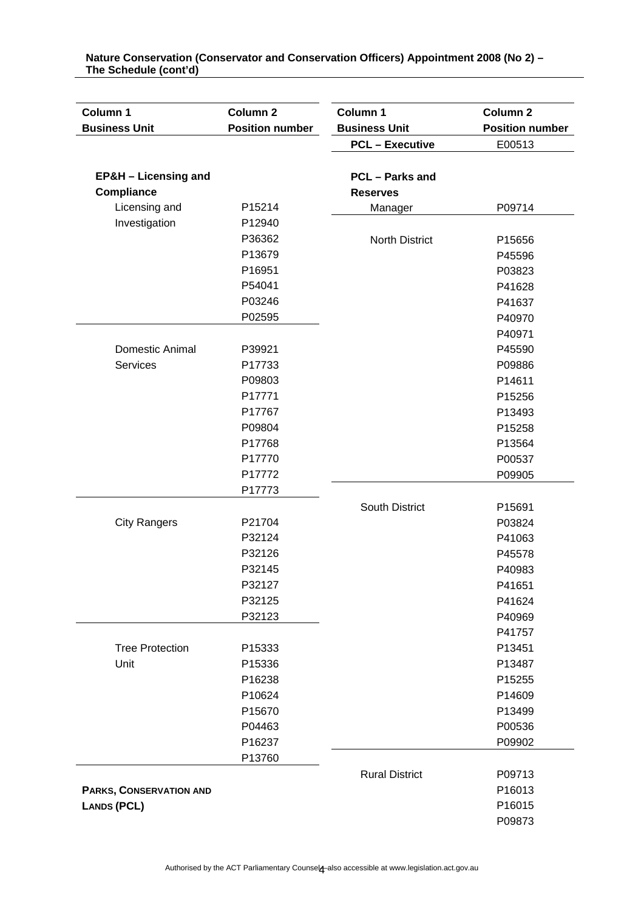**Nature Conservation (Conservator and Conservation Officers) Appointment 2008 (No 2) – The Schedule (cont'd)**

| Column 1<br>Business Unit | Column 2<br>Position number |
|---|---|
| **EP&H – Licensing and Compliance** | |
| Licensing and Investigation | P15214 |
| | P12940 |
| | P36362 |
| | P13679 |
| | P16951 |
| | P54041 |
| | P03246 |
| | P02595 |
| Domestic Animal Services | P39921 |
| | P17733 |
| | P09803 |
| | P17771 |
| | P17767 |
| | P09804 |
| | P17768 |
| | P17770 |
| | P17772 |
| | P17773 |
| City Rangers | P21704 |
| | P32124 |
| | P32126 |
| | P32145 |
| | P32127 |
| | P32125 |
| | P32123 |
| Tree Protection Unit | P15333 |
| | P15336 |
| | P16238 |
| | P10624 |
| | P15670 |
| | P04463 |
| | P16237 |
| | P13760 |
| **PARKS, CONSERVATION AND LANDS (PCL)** | |

| Column 1<br>Business Unit | Column 2<br>Position number |
|---|---|
| **PCL – Executive** | E00513 |
| **PCL – Parks and Reserves** | |
| Manager | P09714 |
| North District | P15656 |
| | P45596 |
| | P03823 |
| | P41628 |
| | P41637 |
| | P40970 |
| | P40971 |
| | P45590 |
| | P09886 |
| | P14611 |
| | P15256 |
| | P13493 |
| | P15258 |
| | P13564 |
| | P00537 |
| | P09905 |
| South District | P15691 |
| | P03824 |
| | P41063 |
| | P45578 |
| | P40983 |
| | P41651 |
| | P41624 |
| | P40969 |
| | P41757 |
| | P13451 |
| | P13487 |
| | P15255 |
| | P14609 |
| | P13499 |
| | P00536 |
| | P09902 |
| Rural District | P09713 |
| | P16013 |
| | P16015 |
| | P09873 |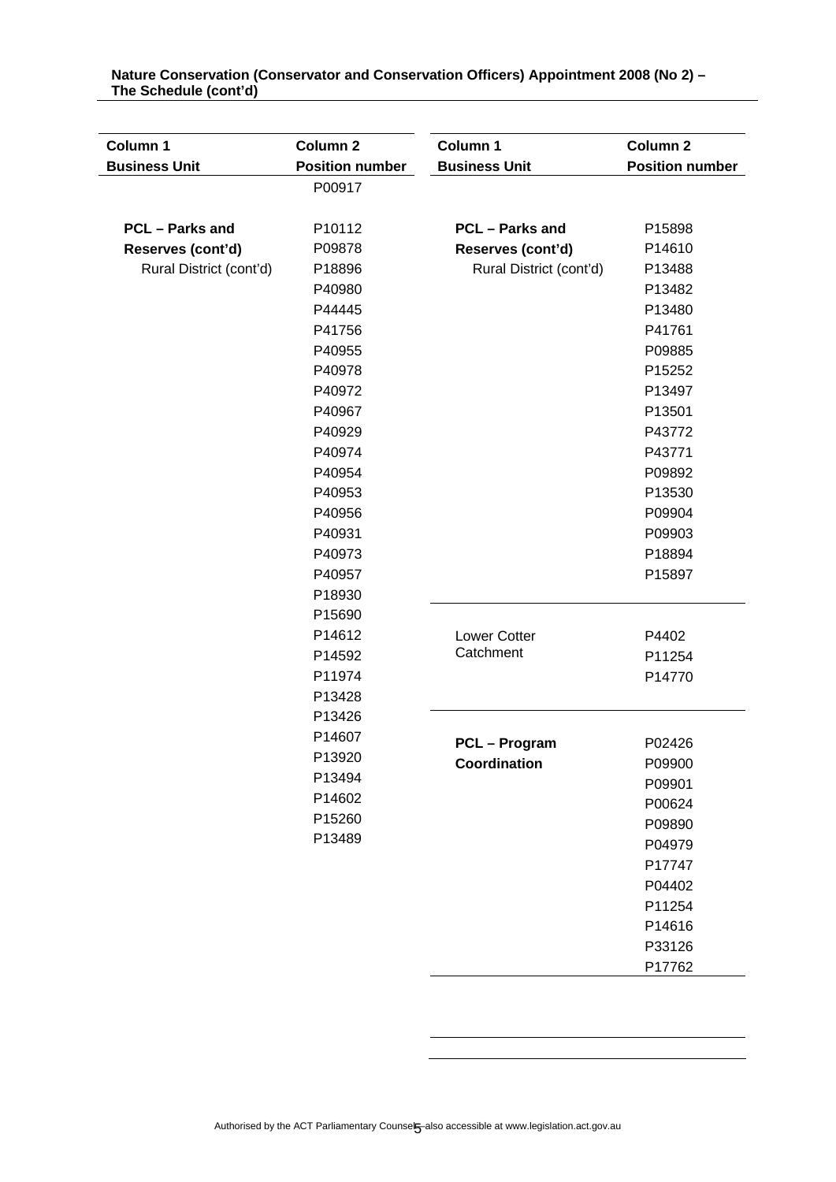**Nature Conservation (Conservator and Conservation Officers) Appointment 2008 (No 2) – The Schedule (cont'd)**

| Column 1<br>Business Unit | Column 2<br>Position number |
|---|---|
| | P00917 |
| **PCL – Parks and Reserves (cont'd)**<br>Rural District (cont'd) | P10112<br>P09878<br>P18896<br>P40980<br>P44445<br>P41756<br>P40955<br>P40978<br>P40972<br>P40967<br>P40929<br>P40974<br>P40954<br>P40953<br>P40956<br>P40931<br>P40973<br>P40957<br>P18930<br>P15690<br>P14612<br>P14592<br>P11974<br>P13428<br>P13426<br>P14607<br>P13920<br>P13494<br>P14602<br>P15260<br>P13489 |

| Column 1<br>Business Unit | Column 2<br>Position number |
|---|---|
| **PCL – Parks and Reserves (cont'd)**<br>Rural District (cont'd) | P15898<br>P14610<br>P13488<br>P13482<br>P13480<br>P41761<br>P09885<br>P15252<br>P13497<br>P13501<br>P43772<br>P43771<br>P09892<br>P13530<br>P09904<br>P09903<br>P18894<br>P15897 |
| Lower Cotter Catchment | P4402<br>P11254<br>P14770 |
| **PCL – Program Coordination** | P02426<br>P09900<br>P09901<br>P00624<br>P09890<br>P04979<br>P17747<br>P04402<br>P11254<br>P14616<br>P33126<br>P17762 |